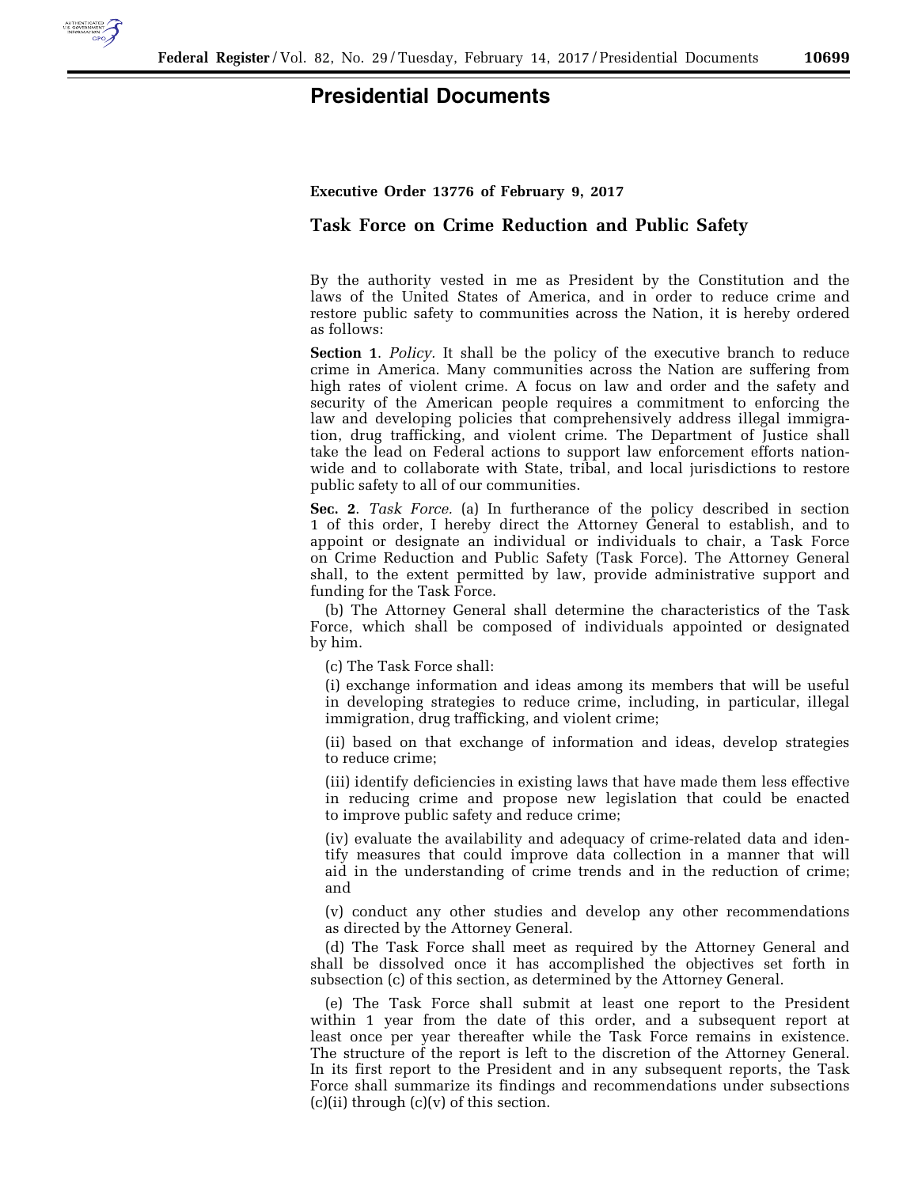# Presidential Documents

**Executive Order 13776 of February 9, 2017**

## Task Force on Crime Reduction and Public Safety

By the authority vested in me as President by the Constitution and the laws of the United States of America, and in order to reduce crime and restore public safety to communities across the Nation, it is hereby ordered as follows:

**Section 1**. *Policy.* It shall be the policy of the executive branch to reduce crime in America. Many communities across the Nation are suffering from high rates of violent crime. A focus on law and order and the safety and security of the American people requires a commitment to enforcing the law and developing policies that comprehensively address illegal immigration, drug trafficking, and violent crime. The Department of Justice shall take the lead on Federal actions to support law enforcement efforts nationwide and to collaborate with State, tribal, and local jurisdictions to restore public safety to all of our communities.

**Sec. 2**. *Task Force.* (a) In furtherance of the policy described in section 1 of this order, I hereby direct the Attorney General to establish, and to appoint or designate an individual or individuals to chair, a Task Force on Crime Reduction and Public Safety (Task Force). The Attorney General shall, to the extent permitted by law, provide administrative support and funding for the Task Force.

(b) The Attorney General shall determine the characteristics of the Task Force, which shall be composed of individuals appointed or designated by him.

(c) The Task Force shall:

(i) exchange information and ideas among its members that will be useful in developing strategies to reduce crime, including, in particular, illegal immigration, drug trafficking, and violent crime;

(ii) based on that exchange of information and ideas, develop strategies to reduce crime;

(iii) identify deficiencies in existing laws that have made them less effective in reducing crime and propose new legislation that could be enacted to improve public safety and reduce crime;

(iv) evaluate the availability and adequacy of crime-related data and identify measures that could improve data collection in a manner that will aid in the understanding of crime trends and in the reduction of crime; and

(v) conduct any other studies and develop any other recommendations as directed by the Attorney General.

(d) The Task Force shall meet as required by the Attorney General and shall be dissolved once it has accomplished the objectives set forth in subsection (c) of this section, as determined by the Attorney General.

(e) The Task Force shall submit at least one report to the President within 1 year from the date of this order, and a subsequent report at least once per year thereafter while the Task Force remains in existence. The structure of the report is left to the discretion of the Attorney General. In its first report to the President and in any subsequent reports, the Task Force shall summarize its findings and recommendations under subsections (c)(ii) through (c)(v) of this section.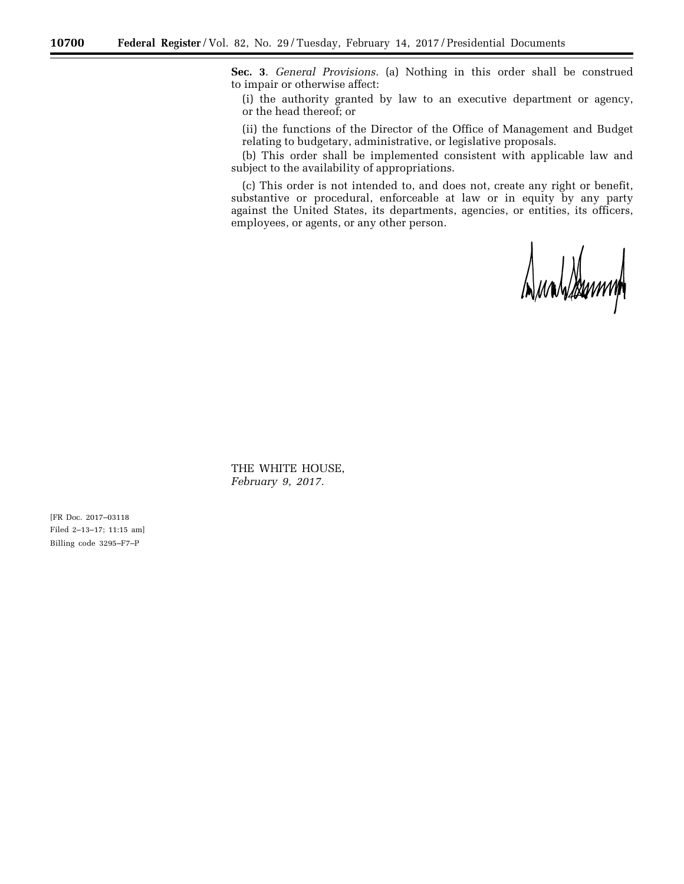**Sec. 3**. *General Provisions.* (a) Nothing in this order shall be construed to impair or otherwise affect:

(i) the authority granted by law to an executive department or agency, or the head thereof; or

(ii) the functions of the Director of the Office of Management and Budget relating to budgetary, administrative, or legislative proposals.

(b) This order shall be implemented consistent with applicable law and subject to the availability of appropriations.

(c) This order is not intended to, and does not, create any right or benefit, substantive or procedural, enforceable at law or in equity by any party against the United States, its departments, agencies, or entities, its officers, employees, or agents, or any other person.

THE WHITE HOUSE,
*February 9, 2017.*

[FR Doc. 2017–03118
Filed 2–13–17; 11:15 am]
Billing code 3295–F7–P